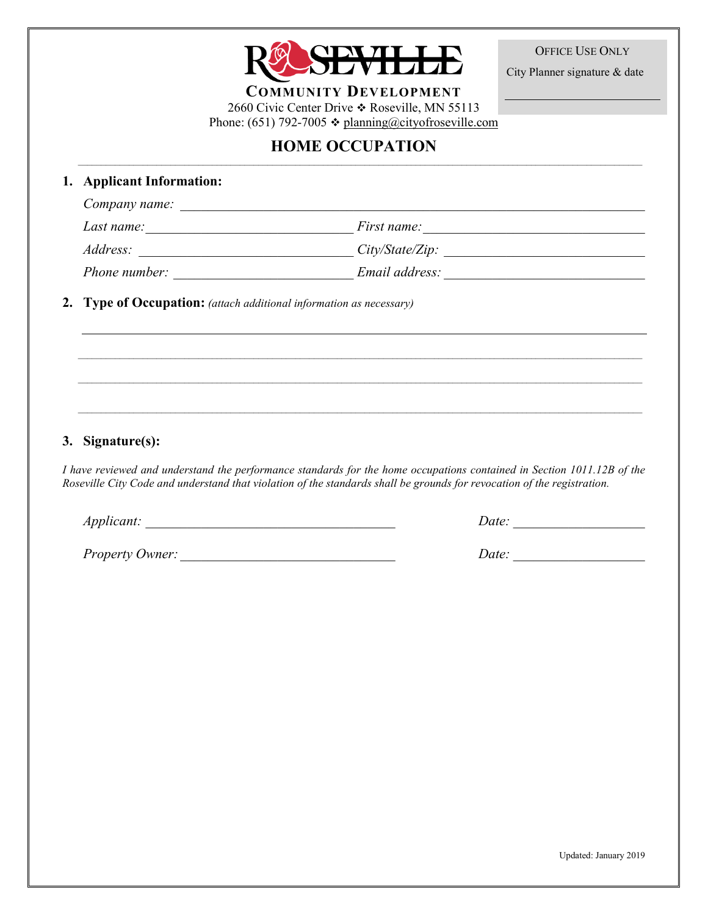OFFICE USE ONLY

City Planner signature & date

______________________

ROSEVILLE

**COMMUNITY DEVELOPMENT**

2660 Civic Center Drive ❖ Roseville, MN 55113

Phone: (651) 792-7005 ❖ planning@cityofroseville.com

# HOME OCCUPATION

## 1. Applicant Information:

*Company name:* ______________________________________________

*Last name:* ______________________ *First name:* ______________________

*Address:* ______________________ *City/State/Zip:* ______________________

*Phone number:* ______________________ *Email address:* ______________________

## 2. Type of Occupation: *(attach additional information as necessary)*

______________________________________________________________________

______________________________________________________________________

______________________________________________________________________

______________________________________________________________________

## 3. Signature(s):

*I have reviewed and understand the performance standards for the home occupations contained in Section 1011.12B of the Roseville City Code and understand that violation of the standards shall be grounds for revocation of the registration.*

*Applicant:* ______________________________ *Date:* ________________

*Property Owner:* ______________________________ *Date:* ________________

Updated: January 2019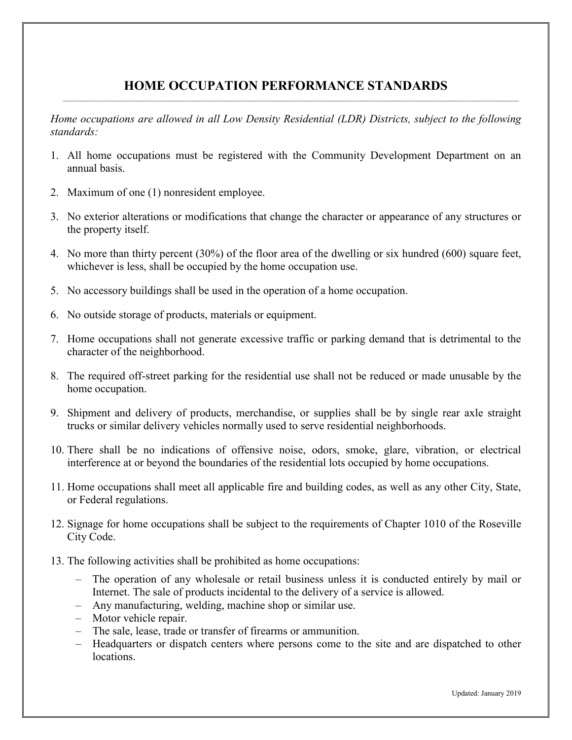# HOME OCCUPATION PERFORMANCE STANDARDS

*Home occupations are allowed in all Low Density Residential (LDR) Districts, subject to the following standards:*

1. All home occupations must be registered with the Community Development Department on an annual basis.
2. Maximum of one (1) nonresident employee.
3. No exterior alterations or modifications that change the character or appearance of any structures or the property itself.
4. No more than thirty percent (30%) of the floor area of the dwelling or six hundred (600) square feet, whichever is less, shall be occupied by the home occupation use.
5. No accessory buildings shall be used in the operation of a home occupation.
6. No outside storage of products, materials or equipment.
7. Home occupations shall not generate excessive traffic or parking demand that is detrimental to the character of the neighborhood.
8. The required off-street parking for the residential use shall not be reduced or made unusable by the home occupation.
9. Shipment and delivery of products, merchandise, or supplies shall be by single rear axle straight trucks or similar delivery vehicles normally used to serve residential neighborhoods.
10. There shall be no indications of offensive noise, odors, smoke, glare, vibration, or electrical interference at or beyond the boundaries of the residential lots occupied by home occupations.
11. Home occupations shall meet all applicable fire and building codes, as well as any other City, State, or Federal regulations.
12. Signage for home occupations shall be subject to the requirements of Chapter 1010 of the Roseville City Code.
13. The following activities shall be prohibited as home occupations:
    - The operation of any wholesale or retail business unless it is conducted entirely by mail or Internet. The sale of products incidental to the delivery of a service is allowed.
    - Any manufacturing, welding, machine shop or similar use.
    - Motor vehicle repair.
    - The sale, lease, trade or transfer of firearms or ammunition.
    - Headquarters or dispatch centers where persons come to the site and are dispatched to other locations.

Updated: January 2019